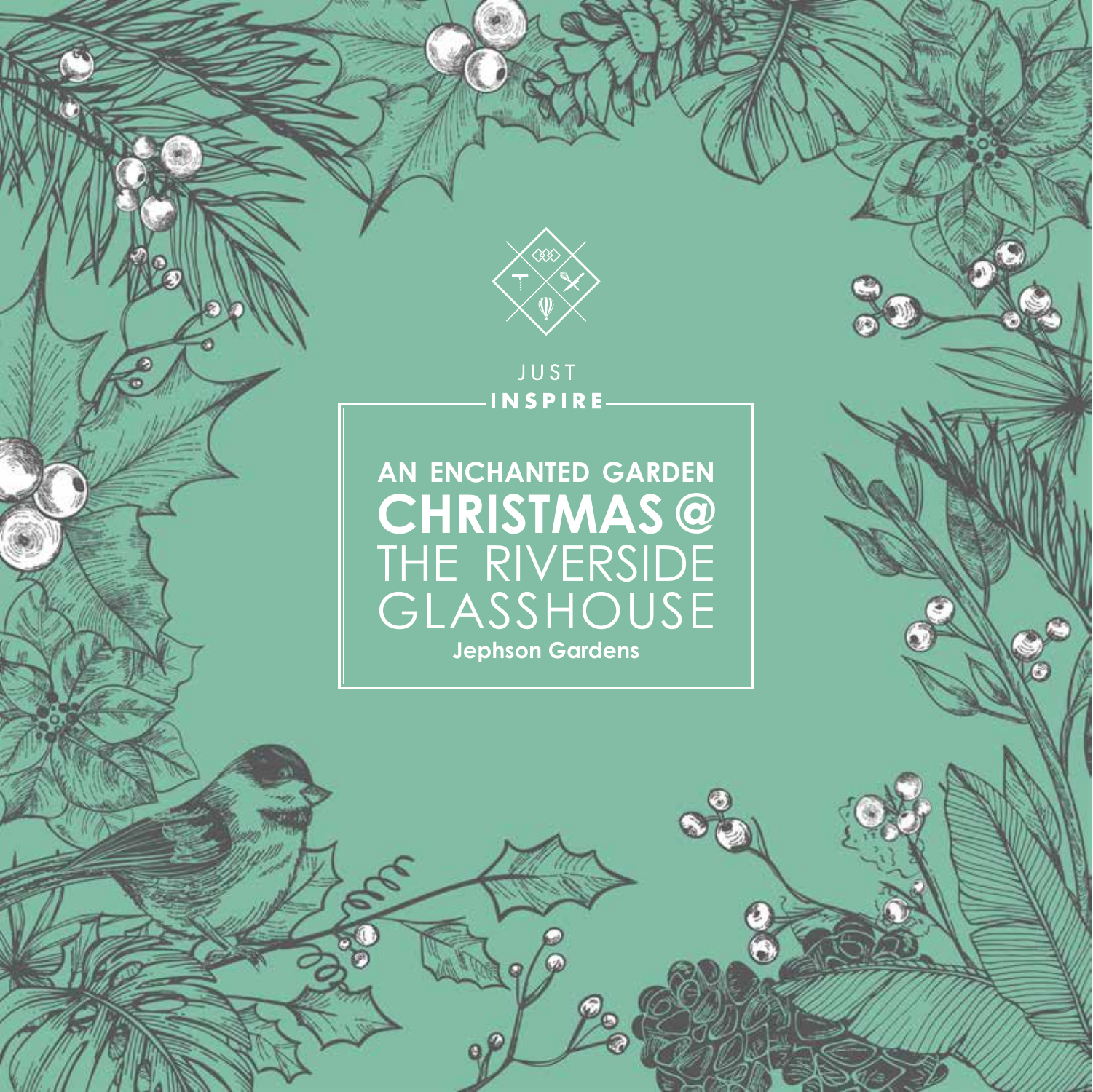JUST

**INSPIRE**

# AN ENCHANTED GARDEN CHRISTMAS @ THE RIVERSIDE GLASSHOUSE

**Jephson Gardens**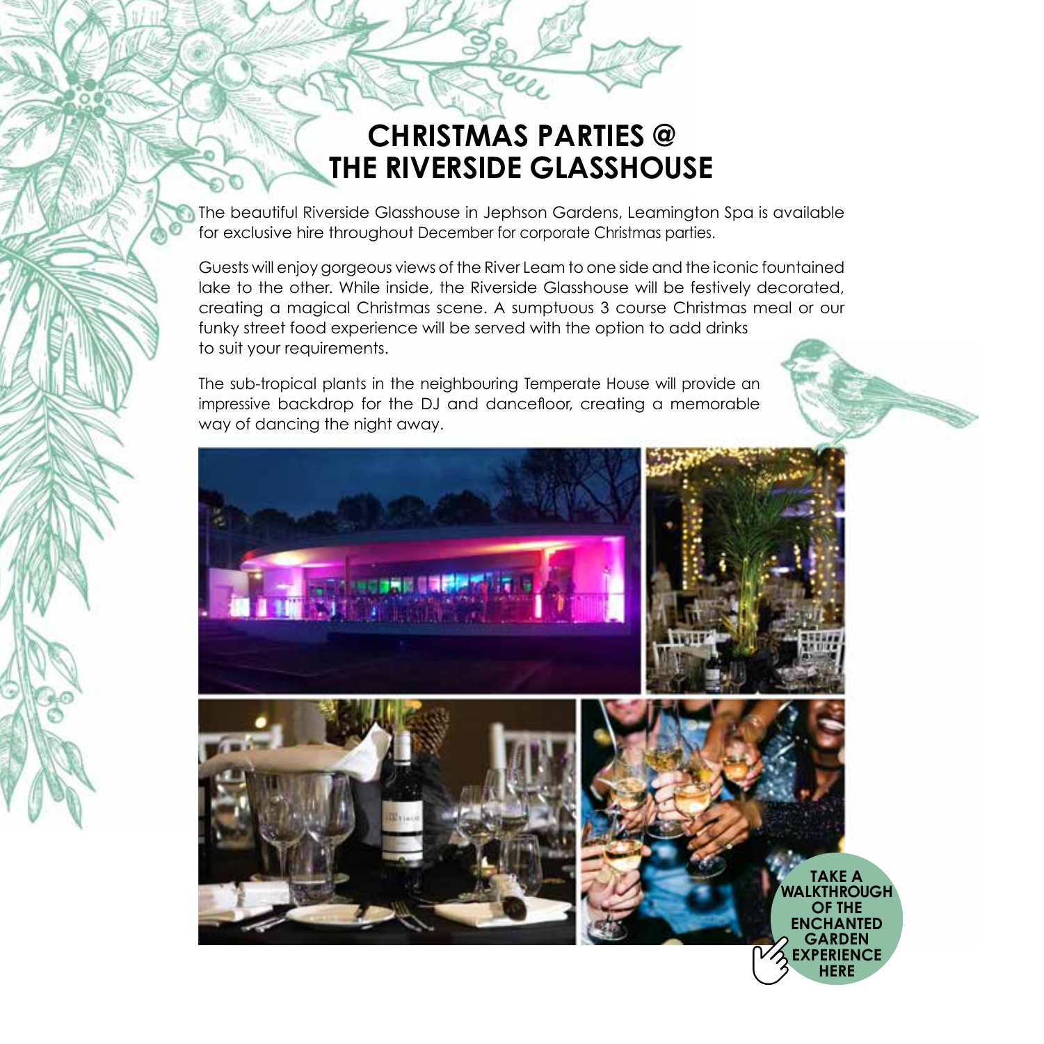# CHRISTMAS PARTIES @ THE RIVERSIDE GLASSHOUSE

The beautiful Riverside Glasshouse in Jephson Gardens, Leamington Spa is available for exclusive hire throughout December for corporate Christmas parties.

Guests will enjoy gorgeous views of the River Leam to one side and the iconic fountained lake to the other. While inside, the Riverside Glasshouse will be festively decorated, creating a magical Christmas scene. A sumptuous 3 course Christmas meal or our funky street food experience will be served with the option to add drinks to suit your requirements.

The sub-tropical plants in the neighbouring Temperate House will provide an impressive backdrop for the DJ and dancefloor, creating a memorable way of dancing the night away.

**TAKE A WALKTHROUGH OF THE ENCHANTED GARDEN EXPERIENCE HERE**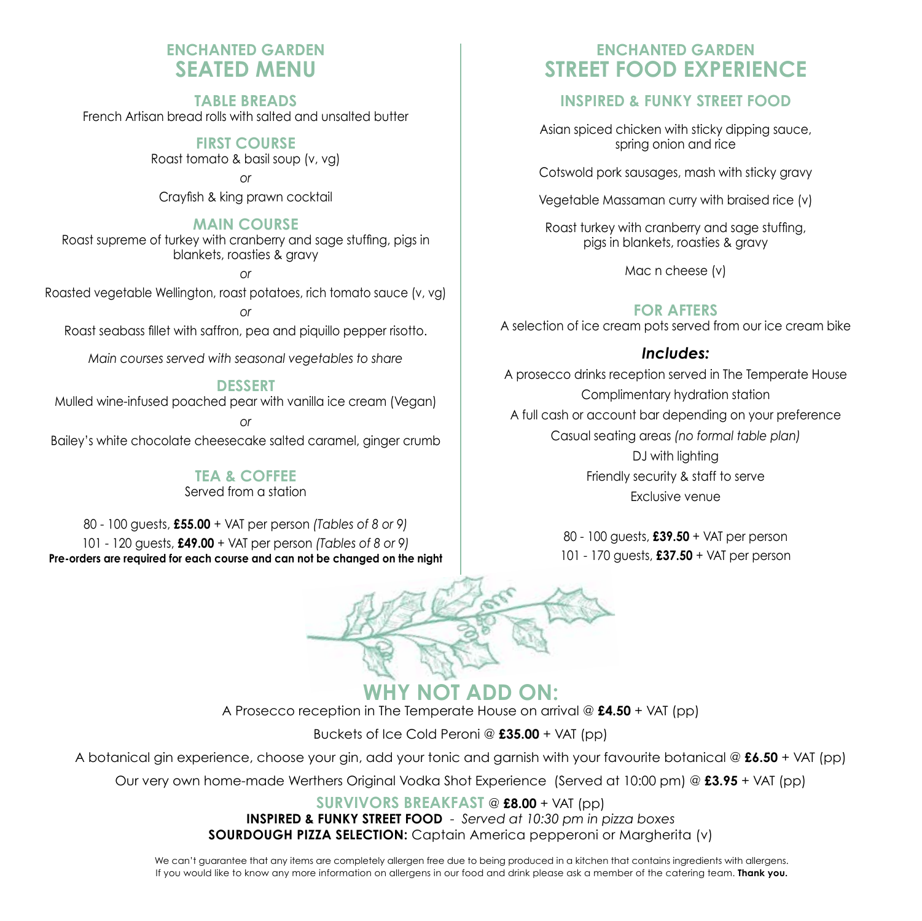## ENCHANTED GARDEN
# SEATED MENU

### TABLE BREADS

French Artisan bread rolls with salted and unsalted butter

### FIRST COURSE

Roast tomato & basil soup (v, vg)

*or*

Crayfish & king prawn cocktail

### MAIN COURSE

Roast supreme of turkey with cranberry and sage stuffing, pigs in blankets, roasties & gravy

*or*

Roasted vegetable Wellington, roast potatoes, rich tomato sauce (v, vg)

*or*

Roast seabass fillet with saffron, pea and piquillo pepper risotto.

*Main courses served with seasonal vegetables to share*

### DESSERT

Mulled wine-infused poached pear with vanilla ice cream (Vegan)

*or*

Bailey's white chocolate cheesecake salted caramel, ginger crumb

### TEA & COFFEE

Served from a station

80 - 100 guests, **£55.00** + VAT per person *(Tables of 8 or 9)*

101 - 120 guests, **£49.00** + VAT per person *(Tables of 8 or 9)*

**Pre-orders are required for each course and can not be changed on the night**

## ENCHANTED GARDEN
# STREET FOOD EXPERIENCE

### INSPIRED & FUNKY STREET FOOD

Asian spiced chicken with sticky dipping sauce, spring onion and rice

Cotswold pork sausages, mash with sticky gravy

Vegetable Massaman curry with braised rice (v)

Roast turkey with cranberry and sage stuffing, pigs in blankets, roasties & gravy

Mac n cheese (v)

### FOR AFTERS

A selection of ice cream pots served from our ice cream bike

***Includes:***

A prosecco drinks reception served in The Temperate House

Complimentary hydration station

A full cash or account bar depending on your preference

Casual seating areas *(no formal table plan)*

DJ with lighting

Friendly security & staff to serve

Exclusive venue

80 - 100 guests, **£39.50** + VAT per person

101 - 170 guests, **£37.50** + VAT per person

## WHY NOT ADD ON:

A Prosecco reception in The Temperate House on arrival @ **£4.50** + VAT (pp)

Buckets of Ice Cold Peroni @ **£35.00** + VAT (pp)

A botanical gin experience, choose your gin, add your tonic and garnish with your favourite botanical @ **£6.50** + VAT (pp)

Our very own home-made Werthers Original Vodka Shot Experience (Served at 10:00 pm) @ **£3.95** + VAT (pp)

**SURVIVORS BREAKFAST** @ **£8.00** + VAT (pp)

**INSPIRED & FUNKY STREET FOOD** - *Served at 10:30 pm in pizza boxes*

**SOURDOUGH PIZZA SELECTION:** Captain America pepperoni or Margherita (v)

We can't guarantee that any items are completely allergen free due to being produced in a kitchen that contains ingredients with allergens. If you would like to know any more information on allergens in our food and drink please ask a member of the catering team. **Thank you.**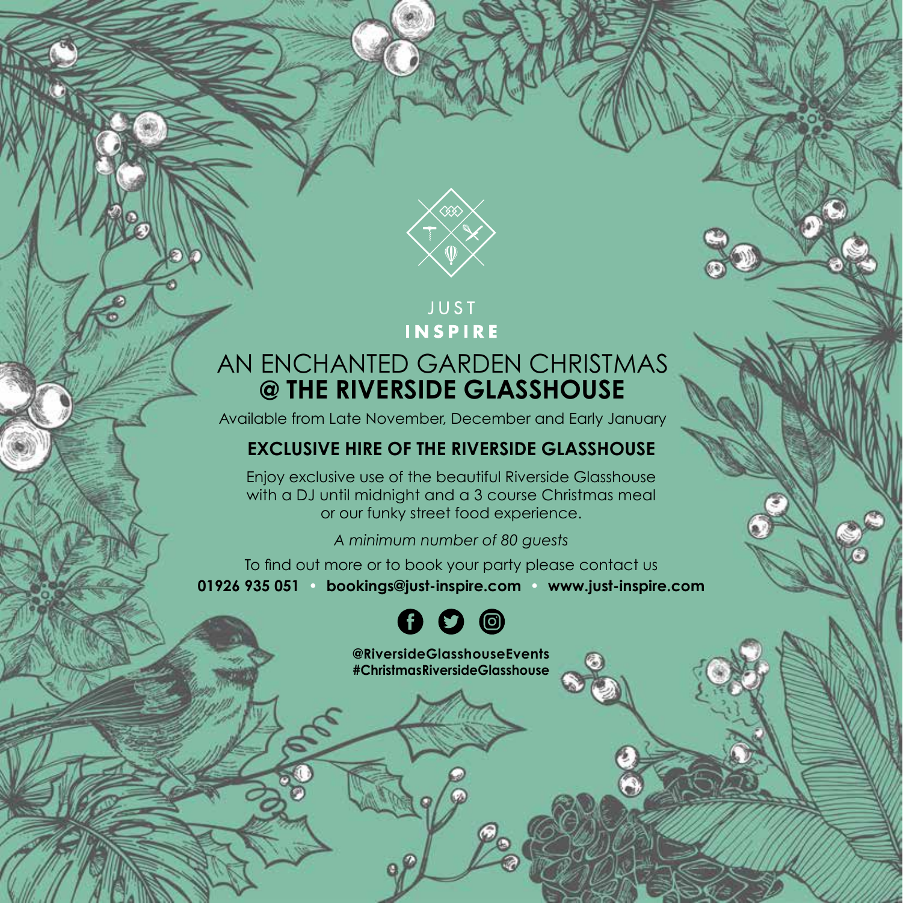JUST
**INSPIRE**

# AN ENCHANTED GARDEN CHRISTMAS
# @ THE RIVERSIDE GLASSHOUSE

Available from Late November, December and Early January

## EXCLUSIVE HIRE OF THE RIVERSIDE GLASSHOUSE

Enjoy exclusive use of the beautiful Riverside Glasshouse with a DJ until midnight and a 3 course Christmas meal or our funky street food experience.

*A minimum number of 80 guests*

To find out more or to book your party please contact us

**01926 935 051** • **bookings@just-inspire.com** • **www.just-inspire.com**

**@RiversideGlasshouseEvents**
**#ChristmasRiversideGlasshouse**